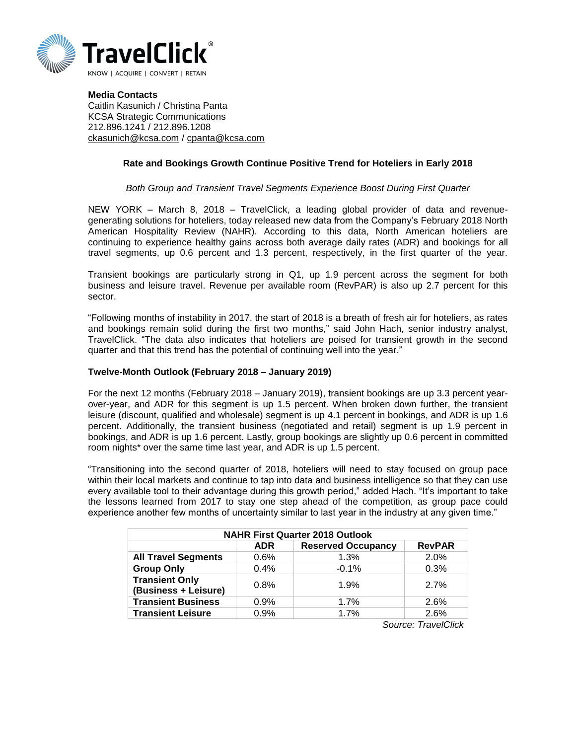TravelClick®

KNOW | ACQUIRE | CONVERT | RETAIN

**Media Contacts**
Caitlin Kasunich / Christina Panta
KCSA Strategic Communications
212.896.1241 / 212.896.1208
ckasunich@kcsa.com / cpanta@kcsa.com

## Rate and Bookings Growth Continue Positive Trend for Hoteliers in Early 2018

*Both Group and Transient Travel Segments Experience Boost During First Quarter*

NEW YORK – March 8, 2018 – TravelClick, a leading global provider of data and revenue-generating solutions for hoteliers, today released new data from the Company's February 2018 North American Hospitality Review (NAHR). According to this data, North American hoteliers are continuing to experience healthy gains across both average daily rates (ADR) and bookings for all travel segments, up 0.6 percent and 1.3 percent, respectively, in the first quarter of the year.

Transient bookings are particularly strong in Q1, up 1.9 percent across the segment for both business and leisure travel. Revenue per available room (RevPAR) is also up 2.7 percent for this sector.

"Following months of instability in 2017, the start of 2018 is a breath of fresh air for hoteliers, as rates and bookings remain solid during the first two months," said John Hach, senior industry analyst, TravelClick. "The data also indicates that hoteliers are poised for transient growth in the second quarter and that this trend has the potential of continuing well into the year."

### Twelve-Month Outlook (February 2018 – January 2019)

For the next 12 months (February 2018 – January 2019), transient bookings are up 3.3 percent year-over-year, and ADR for this segment is up 1.5 percent. When broken down further, the transient leisure (discount, qualified and wholesale) segment is up 4.1 percent in bookings, and ADR is up 1.6 percent. Additionally, the transient business (negotiated and retail) segment is up 1.9 percent in bookings, and ADR is up 1.6 percent. Lastly, group bookings are slightly up 0.6 percent in committed room nights* over the same time last year, and ADR is up 1.5 percent.

"Transitioning into the second quarter of 2018, hoteliers will need to stay focused on group pace within their local markets and continue to tap into data and business intelligence so that they can use every available tool to their advantage during this growth period," added Hach. "It's important to take the lessons learned from 2017 to stay one step ahead of the competition, as group pace could experience another few months of uncertainty similar to last year in the industry at any given time."

| NAHR First Quarter 2018 Outlook | | | |
|---|---|---|---|
| | **ADR** | **Reserved Occupancy** | **RevPAR** |
| **All Travel Segments** | 0.6% | 1.3% | 2.0% |
| **Group Only** | 0.4% | -0.1% | 0.3% |
| **Transient Only (Business + Leisure)** | 0.8% | 1.9% | 2.7% |
| **Transient Business** | 0.9% | 1.7% | 2.6% |
| **Transient Leisure** | 0.9% | 1.7% | 2.6% |

*Source: TravelClick*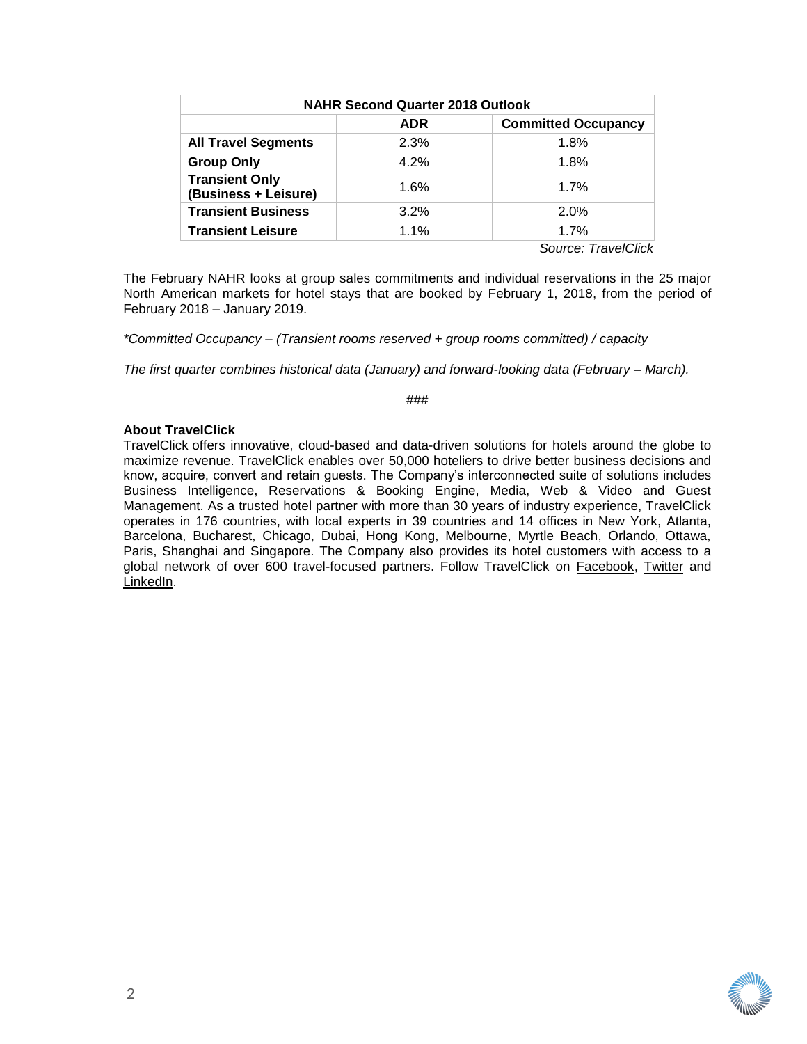| NAHR Second Quarter 2018 Outlook | | |
|---|---|---|
| | **ADR** | **Committed Occupancy** |
| **All Travel Segments** | 2.3% | 1.8% |
| **Group Only** | 4.2% | 1.8% |
| **Transient Only (Business + Leisure)** | 1.6% | 1.7% |
| **Transient Business** | 3.2% | 2.0% |
| **Transient Leisure** | 1.1% | 1.7% |

*Source: TravelClick*

The February NAHR looks at group sales commitments and individual reservations in the 25 major North American markets for hotel stays that are booked by February 1, 2018, from the period of February 2018 – January 2019.

*\*Committed Occupancy – (Transient rooms reserved + group rooms committed) / capacity*

*The first quarter combines historical data (January) and forward-looking data (February – March).*

###

**About TravelClick**

TravelClick offers innovative, cloud-based and data-driven solutions for hotels around the globe to maximize revenue. TravelClick enables over 50,000 hoteliers to drive better business decisions and know, acquire, convert and retain guests. The Company's interconnected suite of solutions includes Business Intelligence, Reservations & Booking Engine, Media, Web & Video and Guest Management. As a trusted hotel partner with more than 30 years of industry experience, TravelClick operates in 176 countries, with local experts in 39 countries and 14 offices in New York, Atlanta, Barcelona, Bucharest, Chicago, Dubai, Hong Kong, Melbourne, Myrtle Beach, Orlando, Ottawa, Paris, Shanghai and Singapore. The Company also provides its hotel customers with access to a global network of over 600 travel-focused partners. Follow TravelClick on Facebook, Twitter and LinkedIn.